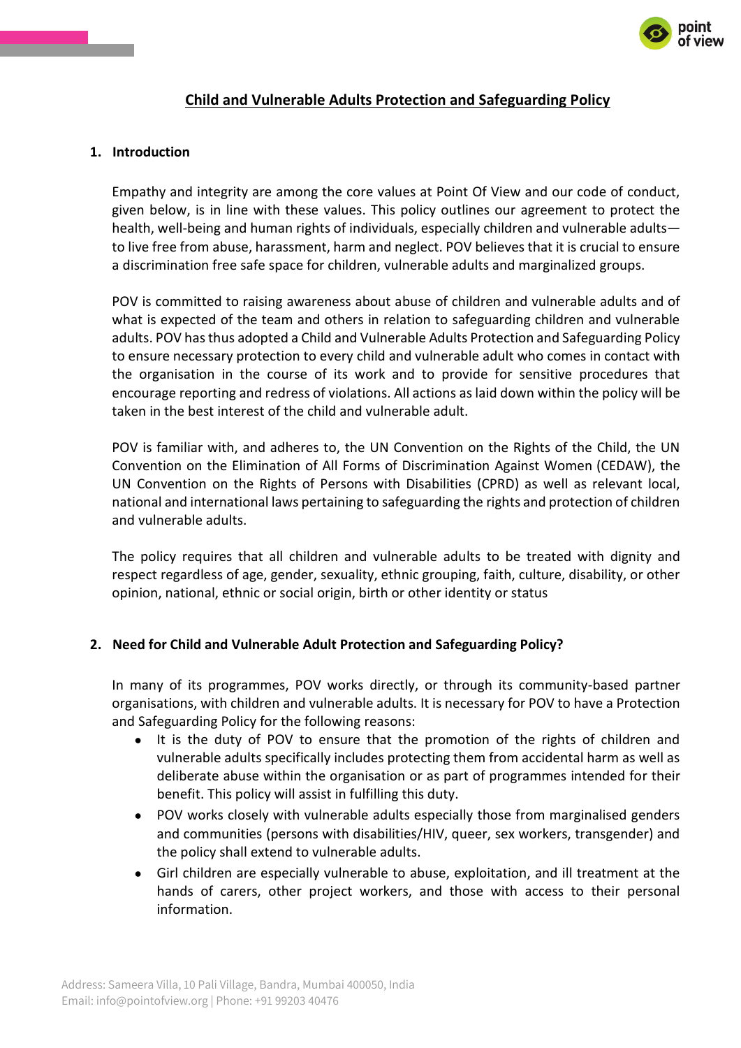# Child and Vulnerable Adults Protection and Safeguarding Policy

## 1. Introduction

Empathy and integrity are among the core values at Point Of View and our code of conduct, given below, is in line with these values. This policy outlines our agreement to protect the health, well-being and human rights of individuals, especially children and vulnerable adults—to live free from abuse, harassment, harm and neglect. POV believes that it is crucial to ensure a discrimination free safe space for children, vulnerable adults and marginalized groups.

POV is committed to raising awareness about abuse of children and vulnerable adults and of what is expected of the team and others in relation to safeguarding children and vulnerable adults. POV has thus adopted a Child and Vulnerable Adults Protection and Safeguarding Policy to ensure necessary protection to every child and vulnerable adult who comes in contact with the organisation in the course of its work and to provide for sensitive procedures that encourage reporting and redress of violations. All actions as laid down within the policy will be taken in the best interest of the child and vulnerable adult.

POV is familiar with, and adheres to, the UN Convention on the Rights of the Child, the UN Convention on the Elimination of All Forms of Discrimination Against Women (CEDAW), the UN Convention on the Rights of Persons with Disabilities (CPRD) as well as relevant local, national and international laws pertaining to safeguarding the rights and protection of children and vulnerable adults.

The policy requires that all children and vulnerable adults to be treated with dignity and respect regardless of age, gender, sexuality, ethnic grouping, faith, culture, disability, or other opinion, national, ethnic or social origin, birth or other identity or status

## 2. Need for Child and Vulnerable Adult Protection and Safeguarding Policy?

In many of its programmes, POV works directly, or through its community-based partner organisations, with children and vulnerable adults. It is necessary for POV to have a Protection and Safeguarding Policy for the following reasons:

- It is the duty of POV to ensure that the promotion of the rights of children and vulnerable adults specifically includes protecting them from accidental harm as well as deliberate abuse within the organisation or as part of programmes intended for their benefit. This policy will assist in fulfilling this duty.
- POV works closely with vulnerable adults especially those from marginalised genders and communities (persons with disabilities/HIV, queer, sex workers, transgender) and the policy shall extend to vulnerable adults.
- Girl children are especially vulnerable to abuse, exploitation, and ill treatment at the hands of carers, other project workers, and those with access to their personal information.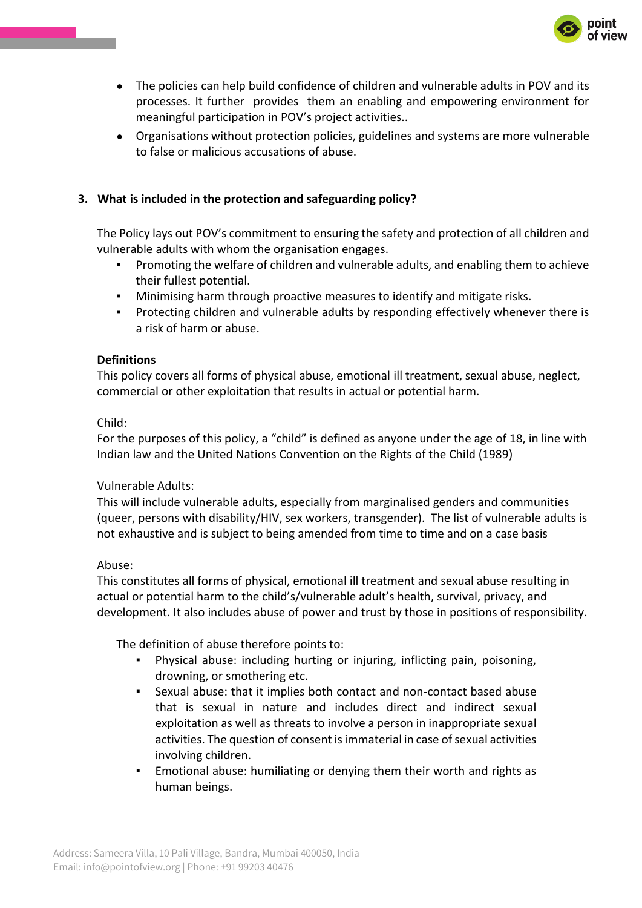- The policies can help build confidence of children and vulnerable adults in POV and its processes. It further provides them an enabling and empowering environment for meaningful participation in POV's project activities..
- Organisations without protection policies, guidelines and systems are more vulnerable to false or malicious accusations of abuse.

### 3. What is included in the protection and safeguarding policy?

The Policy lays out POV's commitment to ensuring the safety and protection of all children and vulnerable adults with whom the organisation engages.

- Promoting the welfare of children and vulnerable adults, and enabling them to achieve their fullest potential.
- Minimising harm through proactive measures to identify and mitigate risks.
- Protecting children and vulnerable adults by responding effectively whenever there is a risk of harm or abuse.

**Definitions**

This policy covers all forms of physical abuse, emotional ill treatment, sexual abuse, neglect, commercial or other exploitation that results in actual or potential harm.

Child:

For the purposes of this policy, a "child" is defined as anyone under the age of 18, in line with Indian law and the United Nations Convention on the Rights of the Child (1989)

Vulnerable Adults:

This will include vulnerable adults, especially from marginalised genders and communities (queer, persons with disability/HIV, sex workers, transgender). The list of vulnerable adults is not exhaustive and is subject to being amended from time to time and on a case basis

Abuse:

This constitutes all forms of physical, emotional ill treatment and sexual abuse resulting in actual or potential harm to the child's/vulnerable adult's health, survival, privacy, and development. It also includes abuse of power and trust by those in positions of responsibility.

The definition of abuse therefore points to:

- Physical abuse: including hurting or injuring, inflicting pain, poisoning, drowning, or smothering etc.
- Sexual abuse: that it implies both contact and non-contact based abuse that is sexual in nature and includes direct and indirect sexual exploitation as well as threats to involve a person in inappropriate sexual activities. The question of consent is immaterial in case of sexual activities involving children.
- Emotional abuse: humiliating or denying them their worth and rights as human beings.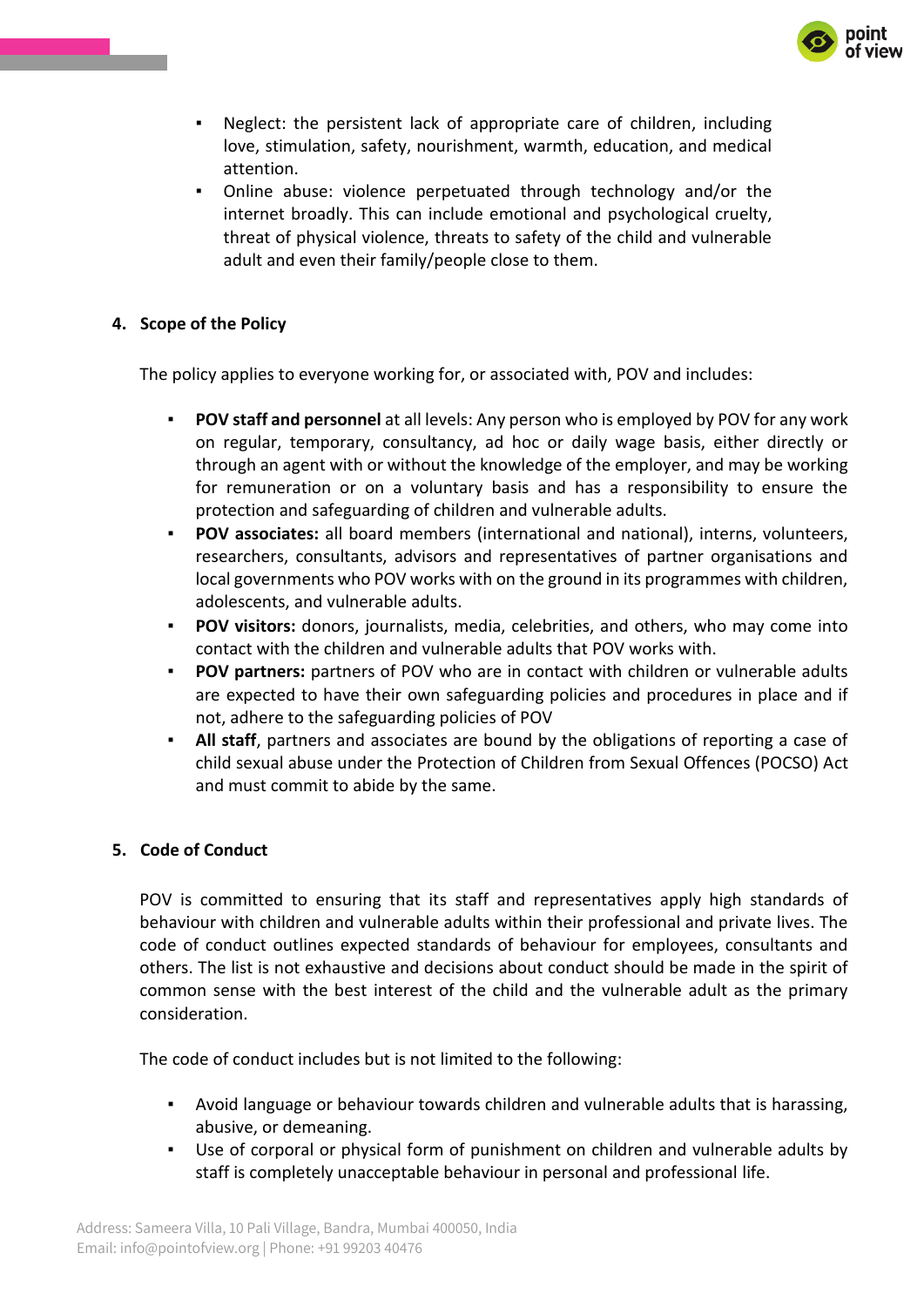- Neglect: the persistent lack of appropriate care of children, including love, stimulation, safety, nourishment, warmth, education, and medical attention.
- Online abuse: violence perpetuated through technology and/or the internet broadly. This can include emotional and psychological cruelty, threat of physical violence, threats to safety of the child and vulnerable adult and even their family/people close to them.

## 4. Scope of the Policy

The policy applies to everyone working for, or associated with, POV and includes:

- **POV staff and personnel** at all levels: Any person who is employed by POV for any work on regular, temporary, consultancy, ad hoc or daily wage basis, either directly or through an agent with or without the knowledge of the employer, and may be working for remuneration or on a voluntary basis and has a responsibility to ensure the protection and safeguarding of children and vulnerable adults.
- **POV associates:** all board members (international and national), interns, volunteers, researchers, consultants, advisors and representatives of partner organisations and local governments who POV works with on the ground in its programmes with children, adolescents, and vulnerable adults.
- **POV visitors:** donors, journalists, media, celebrities, and others, who may come into contact with the children and vulnerable adults that POV works with.
- **POV partners:** partners of POV who are in contact with children or vulnerable adults are expected to have their own safeguarding policies and procedures in place and if not, adhere to the safeguarding policies of POV
- **All staff**, partners and associates are bound by the obligations of reporting a case of child sexual abuse under the Protection of Children from Sexual Offences (POCSO) Act and must commit to abide by the same.

## 5. Code of Conduct

POV is committed to ensuring that its staff and representatives apply high standards of behaviour with children and vulnerable adults within their professional and private lives. The code of conduct outlines expected standards of behaviour for employees, consultants and others. The list is not exhaustive and decisions about conduct should be made in the spirit of common sense with the best interest of the child and the vulnerable adult as the primary consideration.

The code of conduct includes but is not limited to the following:

- Avoid language or behaviour towards children and vulnerable adults that is harassing, abusive, or demeaning.
- Use of corporal or physical form of punishment on children and vulnerable adults by staff is completely unacceptable behaviour in personal and professional life.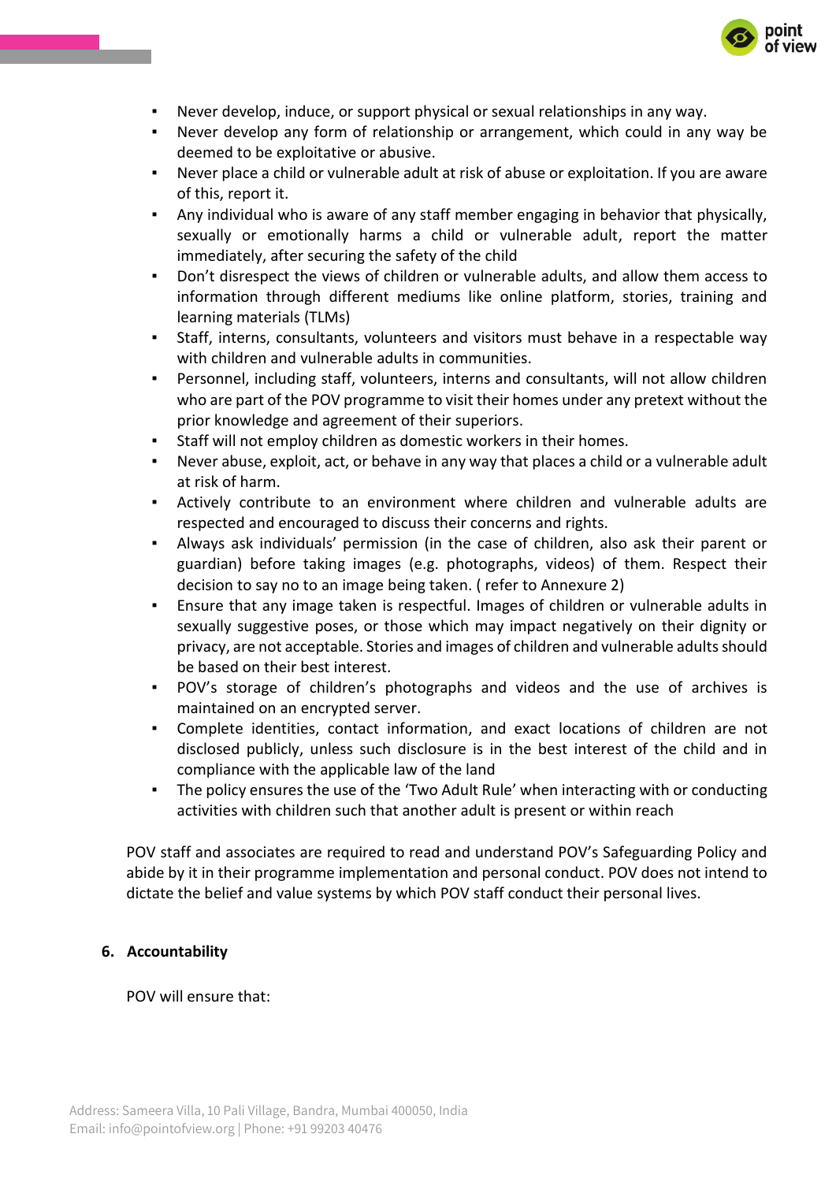- Never develop, induce, or support physical or sexual relationships in any way.
- Never develop any form of relationship or arrangement, which could in any way be deemed to be exploitative or abusive.
- Never place a child or vulnerable adult at risk of abuse or exploitation. If you are aware of this, report it.
- Any individual who is aware of any staff member engaging in behavior that physically, sexually or emotionally harms a child or vulnerable adult, report the matter immediately, after securing the safety of the child
- Don't disrespect the views of children or vulnerable adults, and allow them access to information through different mediums like online platform, stories, training and learning materials (TLMs)
- Staff, interns, consultants, volunteers and visitors must behave in a respectable way with children and vulnerable adults in communities.
- Personnel, including staff, volunteers, interns and consultants, will not allow children who are part of the POV programme to visit their homes under any pretext without the prior knowledge and agreement of their superiors.
- Staff will not employ children as domestic workers in their homes.
- Never abuse, exploit, act, or behave in any way that places a child or a vulnerable adult at risk of harm.
- Actively contribute to an environment where children and vulnerable adults are respected and encouraged to discuss their concerns and rights.
- Always ask individuals' permission (in the case of children, also ask their parent or guardian) before taking images (e.g. photographs, videos) of them. Respect their decision to say no to an image being taken. ( refer to Annexure 2)
- Ensure that any image taken is respectful. Images of children or vulnerable adults in sexually suggestive poses, or those which may impact negatively on their dignity or privacy, are not acceptable. Stories and images of children and vulnerable adults should be based on their best interest.
- POV's storage of children's photographs and videos and the use of archives is maintained on an encrypted server.
- Complete identities, contact information, and exact locations of children are not disclosed publicly, unless such disclosure is in the best interest of the child and in compliance with the applicable law of the land
- The policy ensures the use of the 'Two Adult Rule' when interacting with or conducting activities with children such that another adult is present or within reach

POV staff and associates are required to read and understand POV's Safeguarding Policy and abide by it in their programme implementation and personal conduct. POV does not intend to dictate the belief and value systems by which POV staff conduct their personal lives.

## 6. Accountability

POV will ensure that: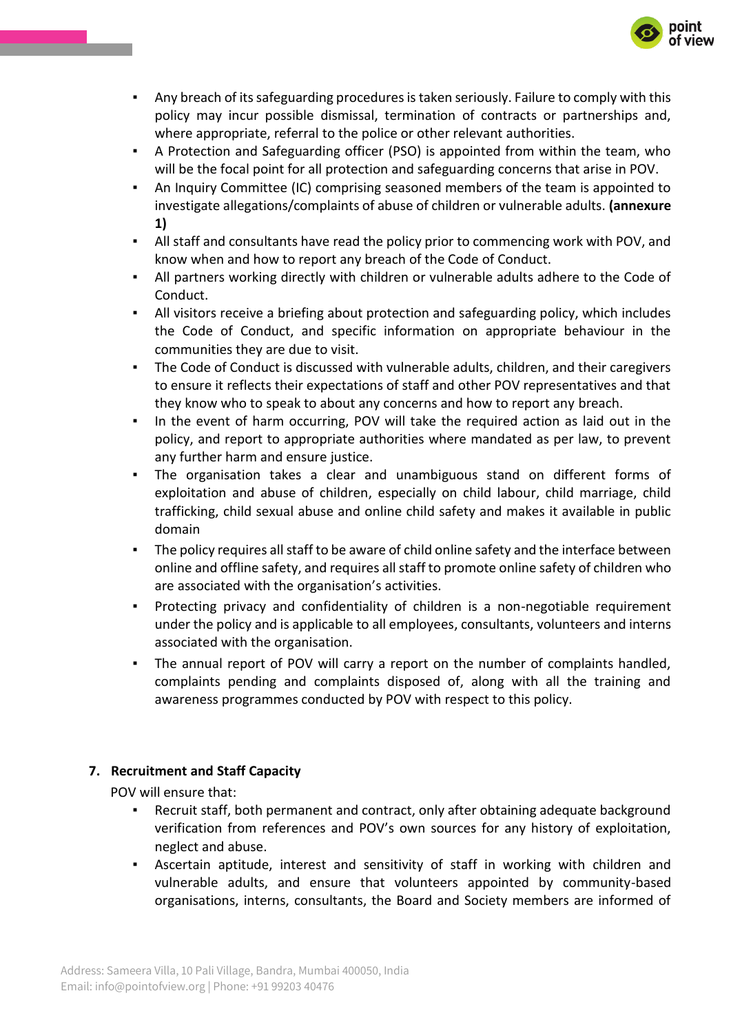- Any breach of its safeguarding procedures is taken seriously. Failure to comply with this policy may incur possible dismissal, termination of contracts or partnerships and, where appropriate, referral to the police or other relevant authorities.
- A Protection and Safeguarding officer (PSO) is appointed from within the team, who will be the focal point for all protection and safeguarding concerns that arise in POV.
- An Inquiry Committee (IC) comprising seasoned members of the team is appointed to investigate allegations/complaints of abuse of children or vulnerable adults. **(annexure 1)**
- All staff and consultants have read the policy prior to commencing work with POV, and know when and how to report any breach of the Code of Conduct.
- All partners working directly with children or vulnerable adults adhere to the Code of Conduct.
- All visitors receive a briefing about protection and safeguarding policy, which includes the Code of Conduct, and specific information on appropriate behaviour in the communities they are due to visit.
- The Code of Conduct is discussed with vulnerable adults, children, and their caregivers to ensure it reflects their expectations of staff and other POV representatives and that they know who to speak to about any concerns and how to report any breach.
- In the event of harm occurring, POV will take the required action as laid out in the policy, and report to appropriate authorities where mandated as per law, to prevent any further harm and ensure justice.
- The organisation takes a clear and unambiguous stand on different forms of exploitation and abuse of children, especially on child labour, child marriage, child trafficking, child sexual abuse and online child safety and makes it available in public domain
- The policy requires all staff to be aware of child online safety and the interface between online and offline safety, and requires all staff to promote online safety of children who are associated with the organisation's activities.
- Protecting privacy and confidentiality of children is a non-negotiable requirement under the policy and is applicable to all employees, consultants, volunteers and interns associated with the organisation.
- The annual report of POV will carry a report on the number of complaints handled, complaints pending and complaints disposed of, along with all the training and awareness programmes conducted by POV with respect to this policy.

## 7. Recruitment and Staff Capacity

POV will ensure that:

- Recruit staff, both permanent and contract, only after obtaining adequate background verification from references and POV's own sources for any history of exploitation, neglect and abuse.
- Ascertain aptitude, interest and sensitivity of staff in working with children and vulnerable adults, and ensure that volunteers appointed by community-based organisations, interns, consultants, the Board and Society members are informed of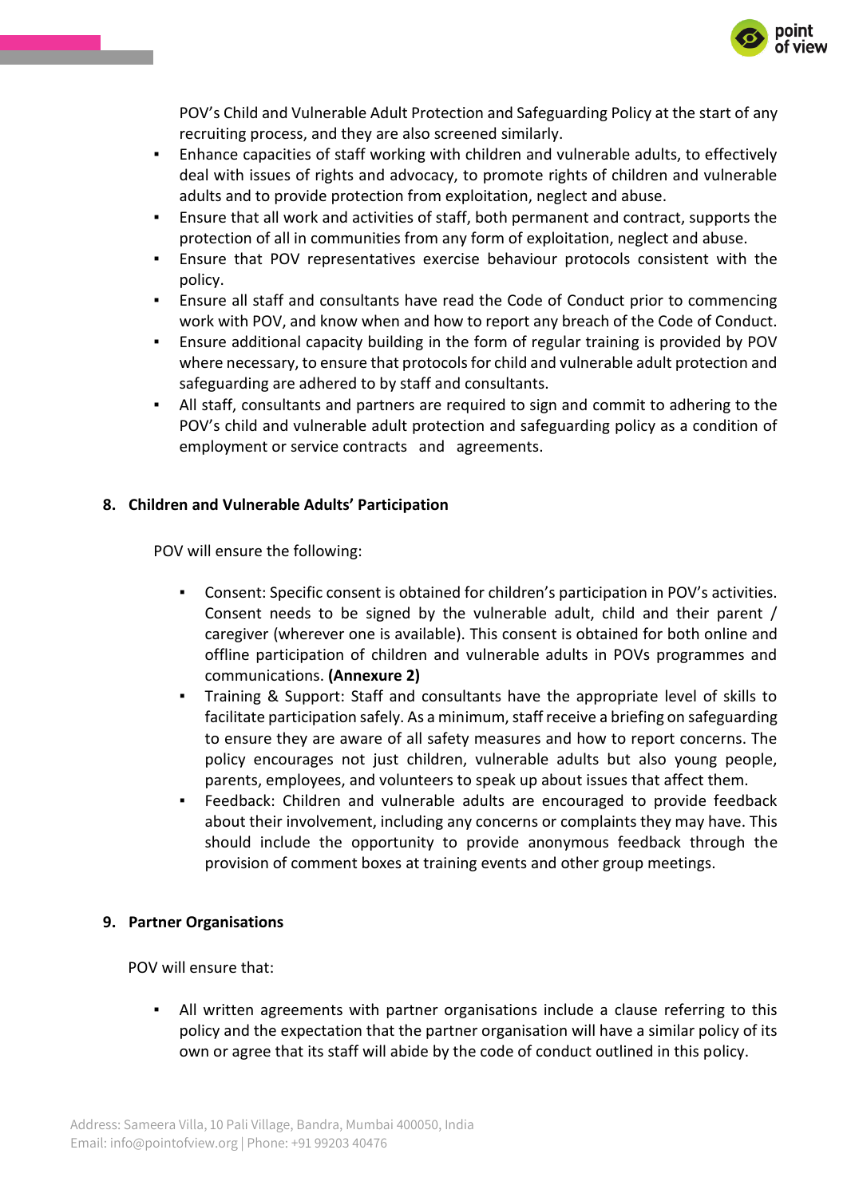POV's Child and Vulnerable Adult Protection and Safeguarding Policy at the start of any recruiting process, and they are also screened similarly.

- Enhance capacities of staff working with children and vulnerable adults, to effectively deal with issues of rights and advocacy, to promote rights of children and vulnerable adults and to provide protection from exploitation, neglect and abuse.
- Ensure that all work and activities of staff, both permanent and contract, supports the protection of all in communities from any form of exploitation, neglect and abuse.
- Ensure that POV representatives exercise behaviour protocols consistent with the policy.
- Ensure all staff and consultants have read the Code of Conduct prior to commencing work with POV, and know when and how to report any breach of the Code of Conduct.
- Ensure additional capacity building in the form of regular training is provided by POV where necessary, to ensure that protocols for child and vulnerable adult protection and safeguarding are adhered to by staff and consultants.
- All staff, consultants and partners are required to sign and commit to adhering to the POV's child and vulnerable adult protection and safeguarding policy as a condition of employment or service contracts and agreements.

## 8. Children and Vulnerable Adults' Participation

POV will ensure the following:

- Consent: Specific consent is obtained for children's participation in POV's activities. Consent needs to be signed by the vulnerable adult, child and their parent / caregiver (wherever one is available). This consent is obtained for both online and offline participation of children and vulnerable adults in POVs programmes and communications. **(Annexure 2)**
- Training & Support: Staff and consultants have the appropriate level of skills to facilitate participation safely. As a minimum, staff receive a briefing on safeguarding to ensure they are aware of all safety measures and how to report concerns. The policy encourages not just children, vulnerable adults but also young people, parents, employees, and volunteers to speak up about issues that affect them.
- Feedback: Children and vulnerable adults are encouraged to provide feedback about their involvement, including any concerns or complaints they may have. This should include the opportunity to provide anonymous feedback through the provision of comment boxes at training events and other group meetings.

## 9. Partner Organisations

POV will ensure that:

- All written agreements with partner organisations include a clause referring to this policy and the expectation that the partner organisation will have a similar policy of its own or agree that its staff will abide by the code of conduct outlined in this policy.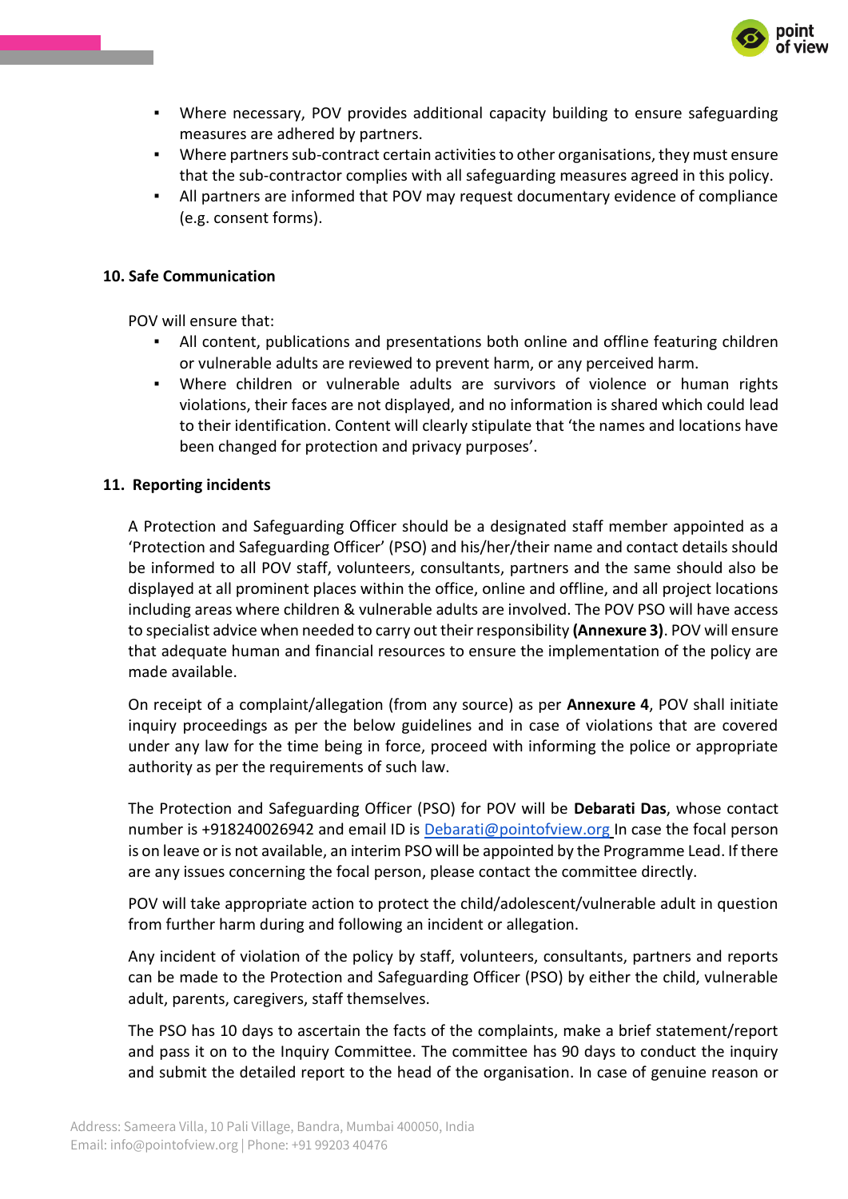- Where necessary, POV provides additional capacity building to ensure safeguarding measures are adhered by partners.
- Where partners sub-contract certain activities to other organisations, they must ensure that the sub-contractor complies with all safeguarding measures agreed in this policy.
- All partners are informed that POV may request documentary evidence of compliance (e.g. consent forms).

**10. Safe Communication**

POV will ensure that:

- All content, publications and presentations both online and offline featuring children or vulnerable adults are reviewed to prevent harm, or any perceived harm.
- Where children or vulnerable adults are survivors of violence or human rights violations, their faces are not displayed, and no information is shared which could lead to their identification. Content will clearly stipulate that 'the names and locations have been changed for protection and privacy purposes'.

**11. Reporting incidents**

A Protection and Safeguarding Officer should be a designated staff member appointed as a 'Protection and Safeguarding Officer' (PSO) and his/her/their name and contact details should be informed to all POV staff, volunteers, consultants, partners and the same should also be displayed at all prominent places within the office, online and offline, and all project locations including areas where children & vulnerable adults are involved. The POV PSO will have access to specialist advice when needed to carry out their responsibility **(Annexure 3)**. POV will ensure that adequate human and financial resources to ensure the implementation of the policy are made available.

On receipt of a complaint/allegation (from any source) as per **Annexure 4**, POV shall initiate inquiry proceedings as per the below guidelines and in case of violations that are covered under any law for the time being in force, proceed with informing the police or appropriate authority as per the requirements of such law.

The Protection and Safeguarding Officer (PSO) for POV will be **Debarati Das**, whose contact number is +918240026942 and email ID is Debarati@pointofview.org In case the focal person is on leave or is not available, an interim PSO will be appointed by the Programme Lead. If there are any issues concerning the focal person, please contact the committee directly.

POV will take appropriate action to protect the child/adolescent/vulnerable adult in question from further harm during and following an incident or allegation.

Any incident of violation of the policy by staff, volunteers, consultants, partners and reports can be made to the Protection and Safeguarding Officer (PSO) by either the child, vulnerable adult, parents, caregivers, staff themselves.

The PSO has 10 days to ascertain the facts of the complaints, make a brief statement/report and pass it on to the Inquiry Committee. The committee has 90 days to conduct the inquiry and submit the detailed report to the head of the organisation. In case of genuine reason or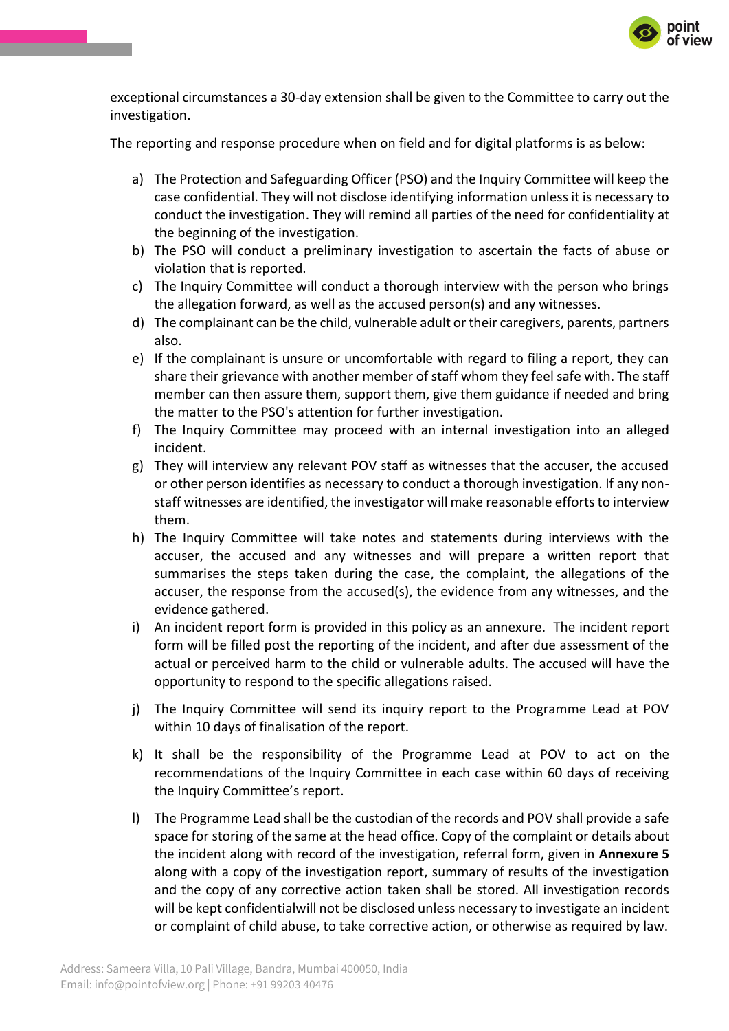exceptional circumstances a 30-day extension shall be given to the Committee to carry out the investigation.

The reporting and response procedure when on field and for digital platforms is as below:

a) The Protection and Safeguarding Officer (PSO) and the Inquiry Committee will keep the case confidential. They will not disclose identifying information unless it is necessary to conduct the investigation. They will remind all parties of the need for confidentiality at the beginning of the investigation.
b) The PSO will conduct a preliminary investigation to ascertain the facts of abuse or violation that is reported.
c) The Inquiry Committee will conduct a thorough interview with the person who brings the allegation forward, as well as the accused person(s) and any witnesses.
d) The complainant can be the child, vulnerable adult or their caregivers, parents, partners also.
e) If the complainant is unsure or uncomfortable with regard to filing a report, they can share their grievance with another member of staff whom they feel safe with. The staff member can then assure them, support them, give them guidance if needed and bring the matter to the PSO's attention for further investigation.
f) The Inquiry Committee may proceed with an internal investigation into an alleged incident.
g) They will interview any relevant POV staff as witnesses that the accuser, the accused or other person identifies as necessary to conduct a thorough investigation. If any non-staff witnesses are identified, the investigator will make reasonable efforts to interview them.
h) The Inquiry Committee will take notes and statements during interviews with the accuser, the accused and any witnesses and will prepare a written report that summarises the steps taken during the case, the complaint, the allegations of the accuser, the response from the accused(s), the evidence from any witnesses, and the evidence gathered.
i) An incident report form is provided in this policy as an annexure. The incident report form will be filled post the reporting of the incident, and after due assessment of the actual or perceived harm to the child or vulnerable adults. The accused will have the opportunity to respond to the specific allegations raised.
j) The Inquiry Committee will send its inquiry report to the Programme Lead at POV within 10 days of finalisation of the report.
k) It shall be the responsibility of the Programme Lead at POV to act on the recommendations of the Inquiry Committee in each case within 60 days of receiving the Inquiry Committee's report.
l) The Programme Lead shall be the custodian of the records and POV shall provide a safe space for storing of the same at the head office. Copy of the complaint or details about the incident along with record of the investigation, referral form, given in **Annexure 5** along with a copy of the investigation report, summary of results of the investigation and the copy of any corrective action taken shall be stored. All investigation records will be kept confidentialwill not be disclosed unless necessary to investigate an incident or complaint of child abuse, to take corrective action, or otherwise as required by law.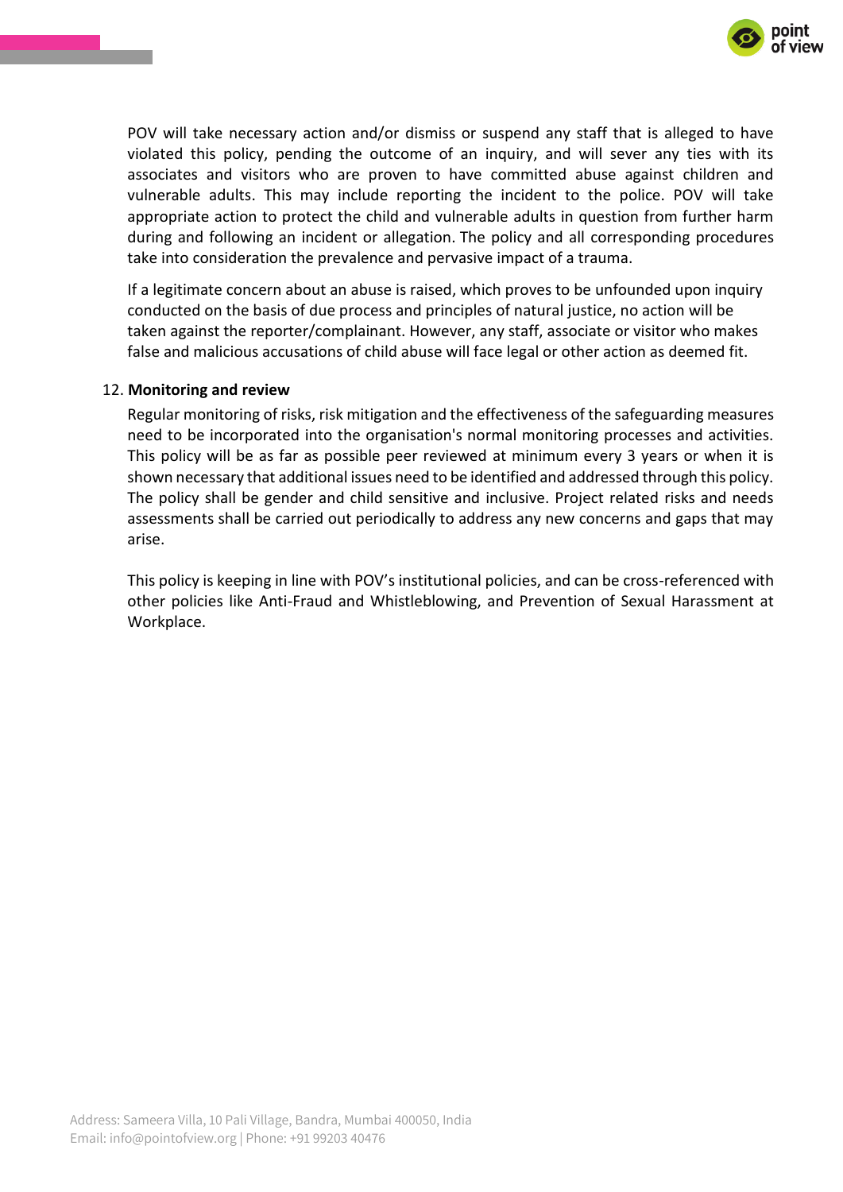POV will take necessary action and/or dismiss or suspend any staff that is alleged to have violated this policy, pending the outcome of an inquiry, and will sever any ties with its associates and visitors who are proven to have committed abuse against children and vulnerable adults. This may include reporting the incident to the police. POV will take appropriate action to protect the child and vulnerable adults in question from further harm during and following an incident or allegation. The policy and all corresponding procedures take into consideration the prevalence and pervasive impact of a trauma.

If a legitimate concern about an abuse is raised, which proves to be unfounded upon inquiry conducted on the basis of due process and principles of natural justice, no action will be taken against the reporter/complainant. However, any staff, associate or visitor who makes false and malicious accusations of child abuse will face legal or other action as deemed fit.

12. **Monitoring and review**

Regular monitoring of risks, risk mitigation and the effectiveness of the safeguarding measures need to be incorporated into the organisation's normal monitoring processes and activities. This policy will be as far as possible peer reviewed at minimum every 3 years or when it is shown necessary that additional issues need to be identified and addressed through this policy. The policy shall be gender and child sensitive and inclusive. Project related risks and needs assessments shall be carried out periodically to address any new concerns and gaps that may arise.

This policy is keeping in line with POV's institutional policies, and can be cross-referenced with other policies like Anti-Fraud and Whistleblowing, and Prevention of Sexual Harassment at Workplace.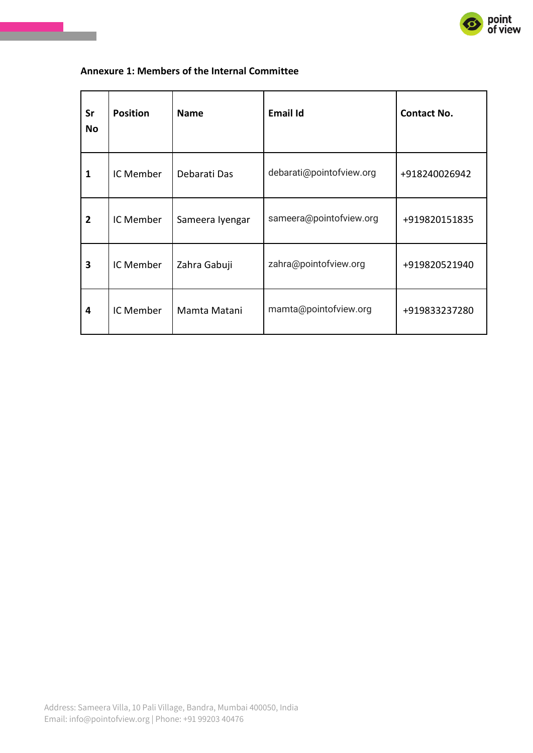**Annexure 1: Members of the Internal Committee**

| Sr No | Position | Name | Email Id | Contact No. |
|---|---|---|---|---|
| **1** | IC Member | Debarati Das | debarati@pointofview.org | +918240026942 |
| **2** | IC Member | Sameera Iyengar | sameera@pointofview.org | +919820151835 |
| **3** | IC Member | Zahra Gabuji | zahra@pointofview.org | +919820521940 |
| **4** | IC Member | Mamta Matani | mamta@pointofview.org | +919833237280 |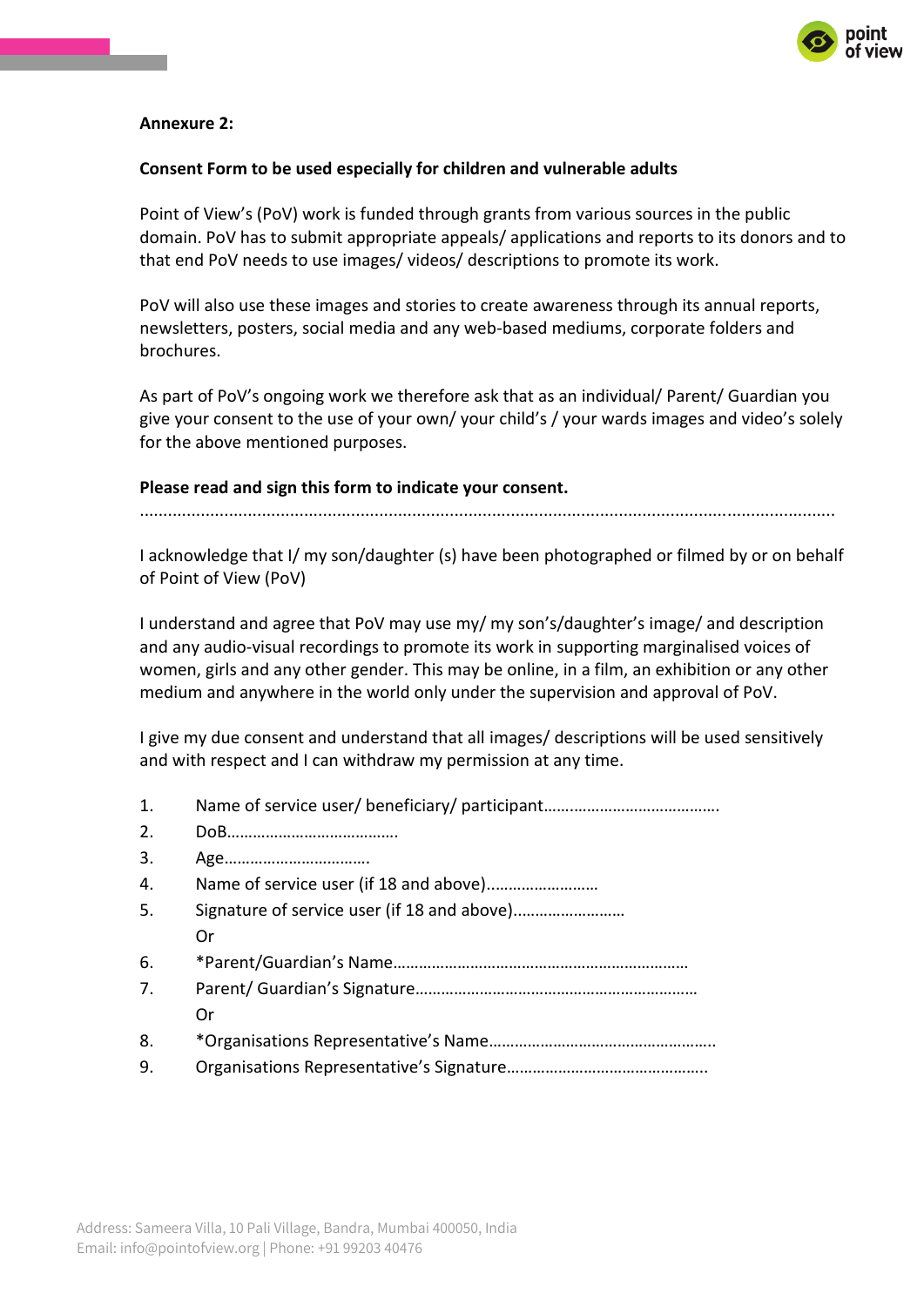**Annexure 2:**

**Consent Form to be used especially for children and vulnerable adults**

Point of View's (PoV) work is funded through grants from various sources in the public domain. PoV has to submit appropriate appeals/ applications and reports to its donors and to that end PoV needs to use images/ videos/ descriptions to promote its work.

PoV will also use these images and stories to create awareness through its annual reports, newsletters, posters, social media and any web-based mediums, corporate folders and brochures.

As part of PoV's ongoing work we therefore ask that as an individual/ Parent/ Guardian you give your consent to the use of your own/ your child's / your wards images and video's solely for the above mentioned purposes.

**Please read and sign this form to indicate your consent.**

.................................................................................................................................................

I acknowledge that I/ my son/daughter (s) have been photographed or filmed by or on behalf of Point of View (PoV)

I understand and agree that PoV may use my/ my son's/daughter's image/ and description and any audio-visual recordings to promote its work in supporting marginalised voices of women, girls and any other gender. This may be online, in a film, an exhibition or any other medium and anywhere in the world only under the supervision and approval of PoV.

I give my due consent and understand that all images/ descriptions will be used sensitively and with respect and I can withdraw my permission at any time.

1. Name of service user/ beneficiary/ participant…………………………………….
2. DoB…………………………………..
3. Age…………………………….
4. Name of service user (if 18 and above)……………………..
5. Signature of service user (if 18 and above)……………………..

   Or
6. *Parent/Guardian's Name…………………………………………………………
7. Parent/ Guardian's Signature………………………………………………………

   Or
8. *Organisations Representative's Name……………………………………………..
9. Organisations Representative's Signature………………………………………..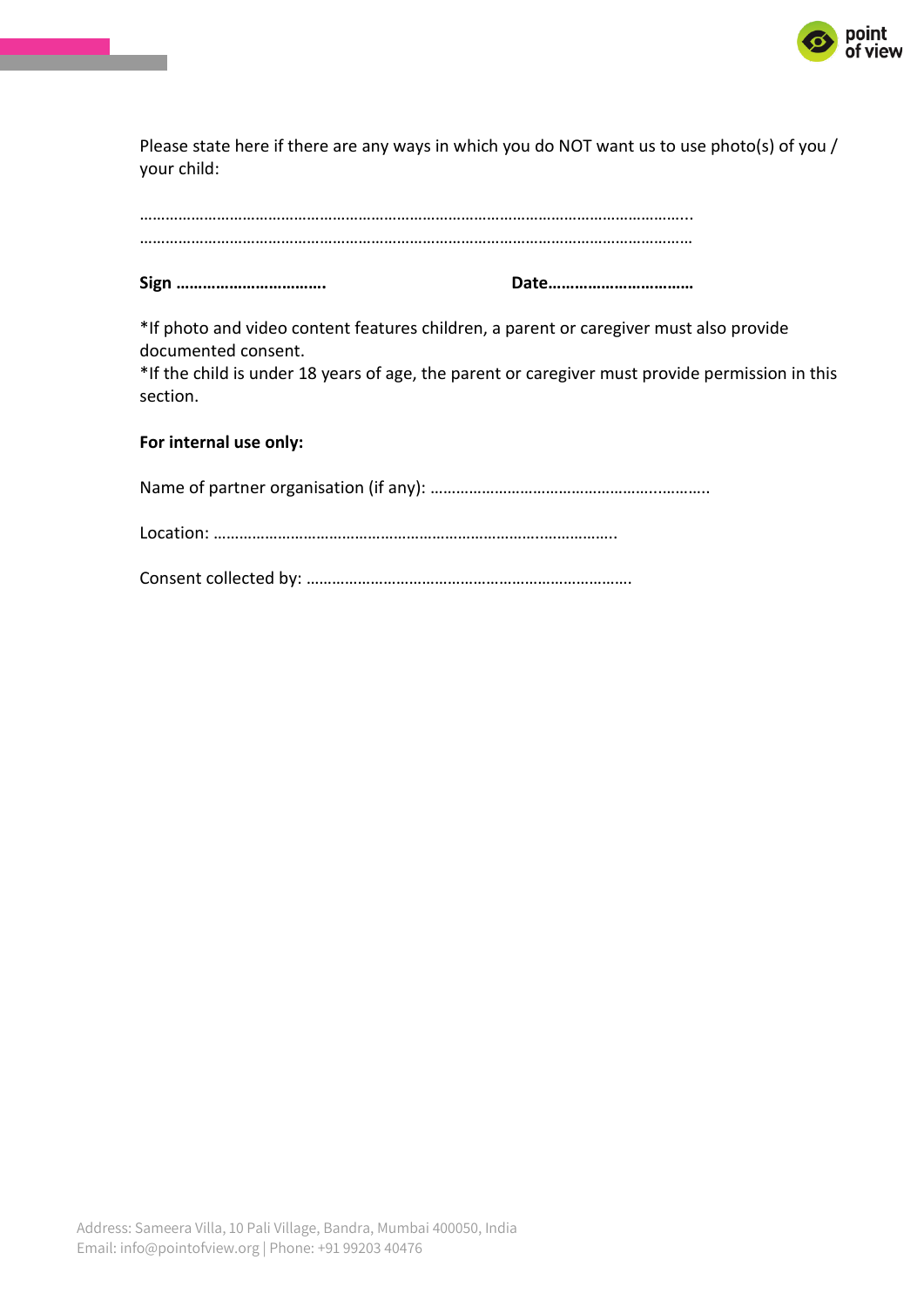Please state here if there are any ways in which you do NOT want us to use photo(s) of you / your child:

…………………………………………………………………………………………………………………..

…………………………………………………………………………………………………………………

**Sign …………………………….**  **Date……………………………**

*If photo and video content features children, a parent or caregiver must also provide documented consent.
*If the child is under 18 years of age, the parent or caregiver must provide permission in this section.

**For internal use only:**

Name of partner organisation (if any): …………………………………………………..……….

Location: ………………………………………………………………………..……………..

Consent collected by: …………………………………………………………………….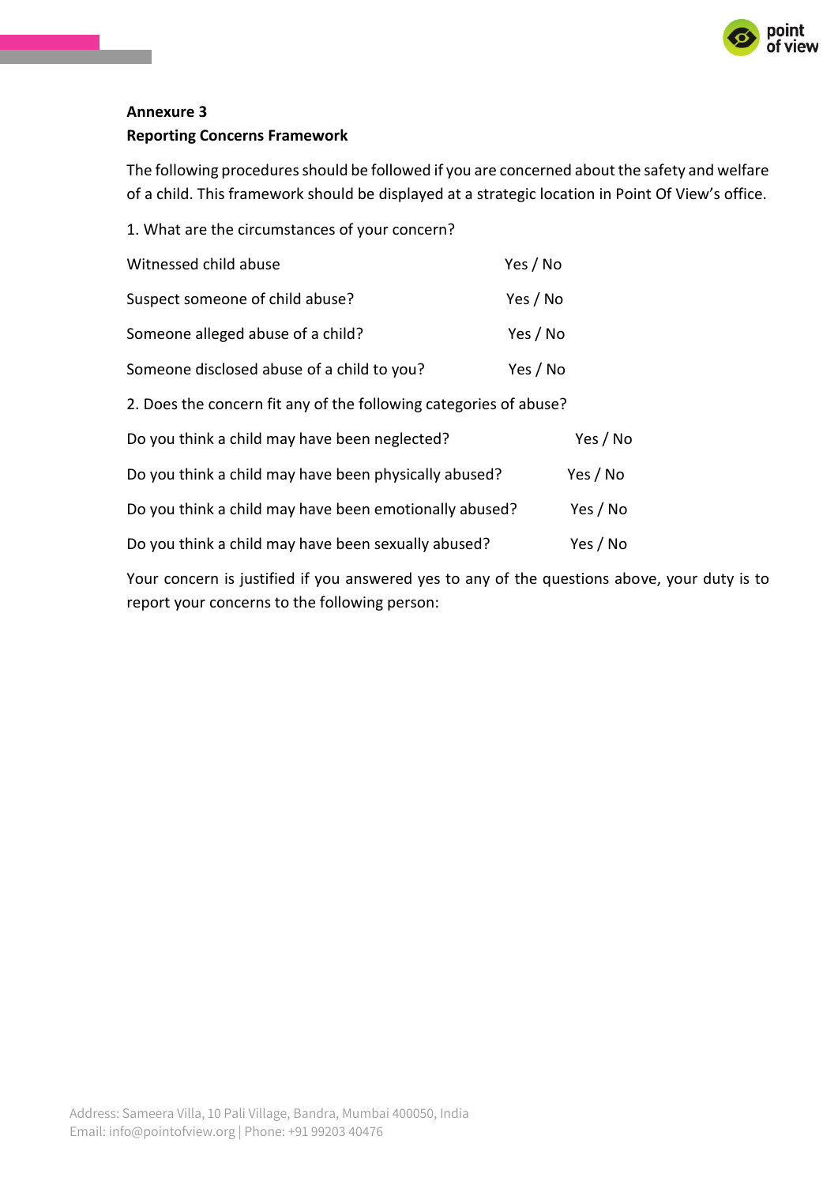**Annexure 3**

**Reporting Concerns Framework**

The following procedures should be followed if you are concerned about the safety and welfare of a child. This framework should be displayed at a strategic location in Point Of View's office.

1. What are the circumstances of your concern?

| | |
|---|---|
| Witnessed child abuse | Yes / No |
| Suspect someone of child abuse? | Yes / No |
| Someone alleged abuse of a child? | Yes / No |
| Someone disclosed abuse of a child to you? | Yes / No |

2. Does the concern fit any of the following categories of abuse?

| | |
|---|---|
| Do you think a child may have been neglected? | Yes / No |
| Do you think a child may have been physically abused? | Yes / No |
| Do you think a child may have been emotionally abused? | Yes / No |
| Do you think a child may have been sexually abused? | Yes / No |

Your concern is justified if you answered yes to any of the questions above, your duty is to report your concerns to the following person: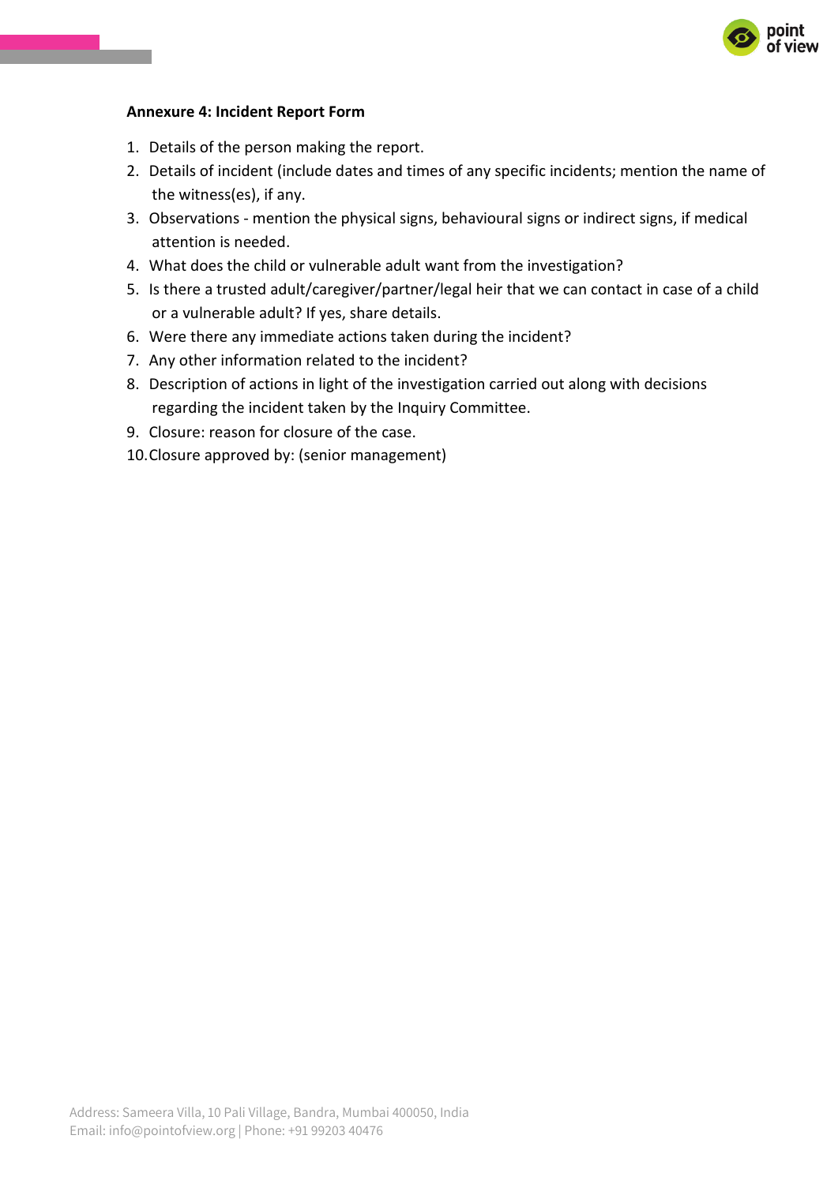**Annexure 4: Incident Report Form**

1. Details of the person making the report.
2. Details of incident (include dates and times of any specific incidents; mention the name of the witness(es), if any.
3. Observations - mention the physical signs, behavioural signs or indirect signs, if medical attention is needed.
4. What does the child or vulnerable adult want from the investigation?
5. Is there a trusted adult/caregiver/partner/legal heir that we can contact in case of a child or a vulnerable adult? If yes, share details.
6. Were there any immediate actions taken during the incident?
7. Any other information related to the incident?
8. Description of actions in light of the investigation carried out along with decisions regarding the incident taken by the Inquiry Committee.
9. Closure: reason for closure of the case.
10. Closure approved by: (senior management)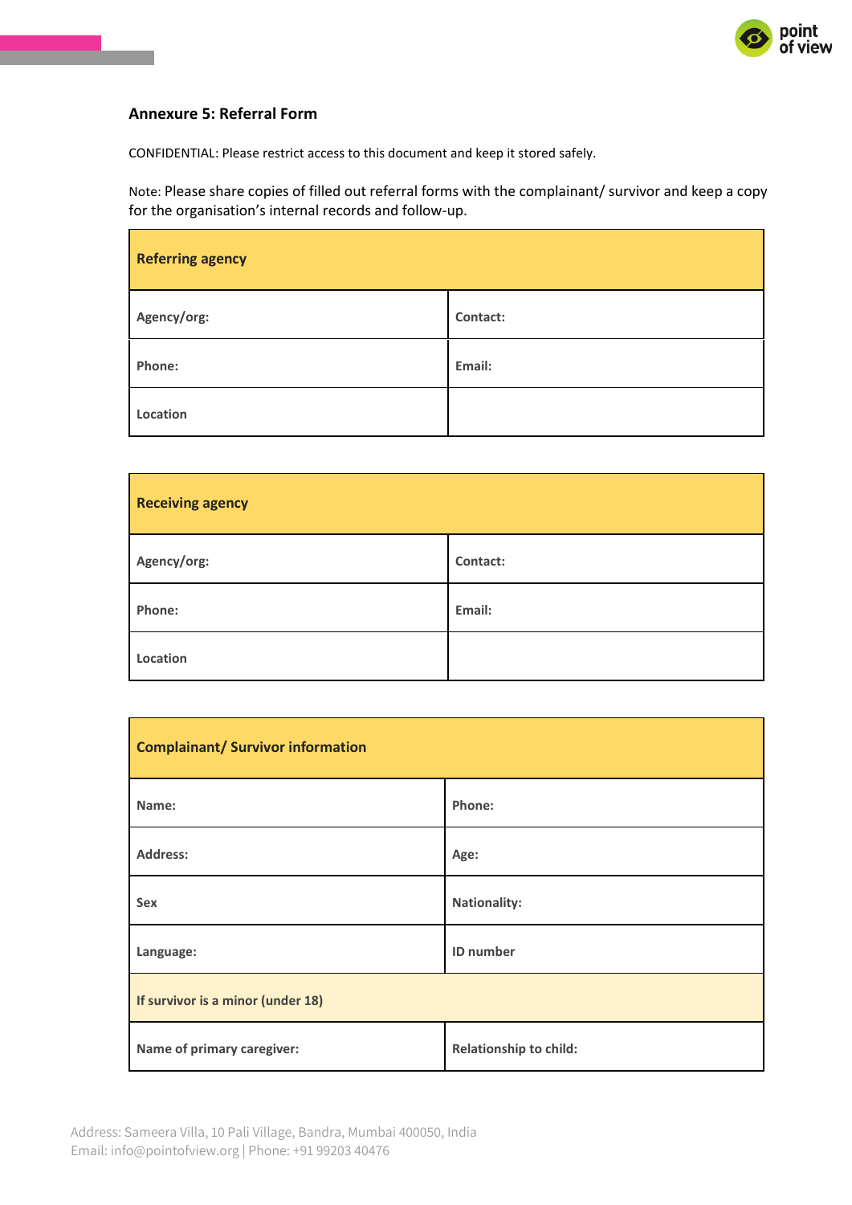### Annexure 5: Referral Form

CONFIDENTIAL: Please restrict access to this document and keep it stored safely.

Note: Please share copies of filled out referral forms with the complainant/ survivor and keep a copy for the organisation's internal records and follow-up.

| **Referring agency** | |
|---|---|
| **Agency/org:** | **Contact:** |
| **Phone:** | **Email:** |
| **Location** | |

| **Receiving agency** | |
|---|---|
| **Agency/org:** | **Contact:** |
| **Phone:** | **Email:** |
| **Location** | |

| **Complainant/ Survivor information** | |
|---|---|
| **Name:** | **Phone:** |
| **Address:** | **Age:** |
| **Sex** | **Nationality:** |
| **Language:** | **ID number** |
| **If survivor is a minor (under 18)** | |
| **Name of primary caregiver:** | **Relationship to child:** |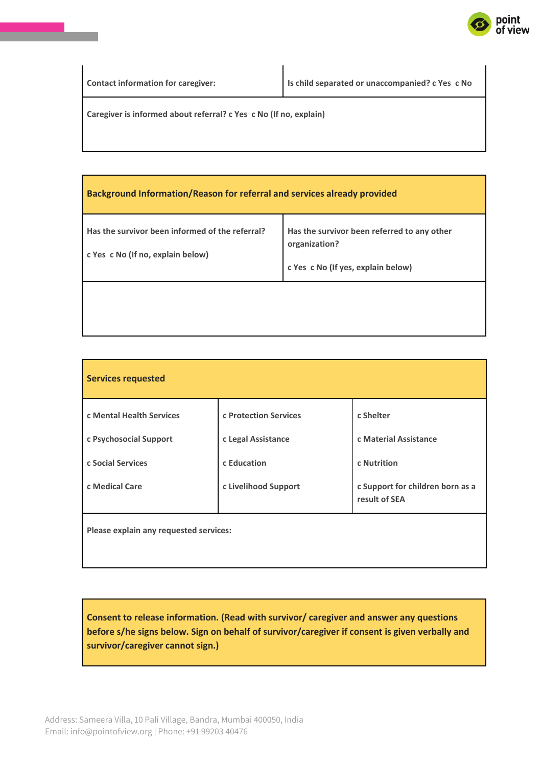| Contact information for caregiver: | Is child separated or unaccompanied? c Yes c No |
|---|---|
| Caregiver is informed about referral? c Yes c No (If no, explain) | |

| Background Information/Reason for referral and services already provided | |
|---|---|
| Has the survivor been informed of the referral?<br><br>c Yes c No (If no, explain below) | Has the survivor been referred to any other organization?<br><br>c Yes c No (If yes, explain below) |
| | |

| Services requested | | |
|---|---|---|
| c Mental Health Services<br><br>c Psychosocial Support<br><br>c Social Services<br><br>c Medical Care | c Protection Services<br><br>c Legal Assistance<br><br>c Education<br><br>c Livelihood Support | c Shelter<br><br>c Material Assistance<br><br>c Nutrition<br><br>c Support for children born as a result of SEA |
| Please explain any requested services: | | |

| Consent to release information. (Read with survivor/ caregiver and answer any questions before s/he signs below. Sign on behalf of survivor/caregiver if consent is given verbally and survivor/caregiver cannot sign.) |
|---|

Address: Sameera Villa, 10 Pali Village, Bandra, Mumbai 400050, India
Email: info@pointofview.org | Phone: +91 99203 40476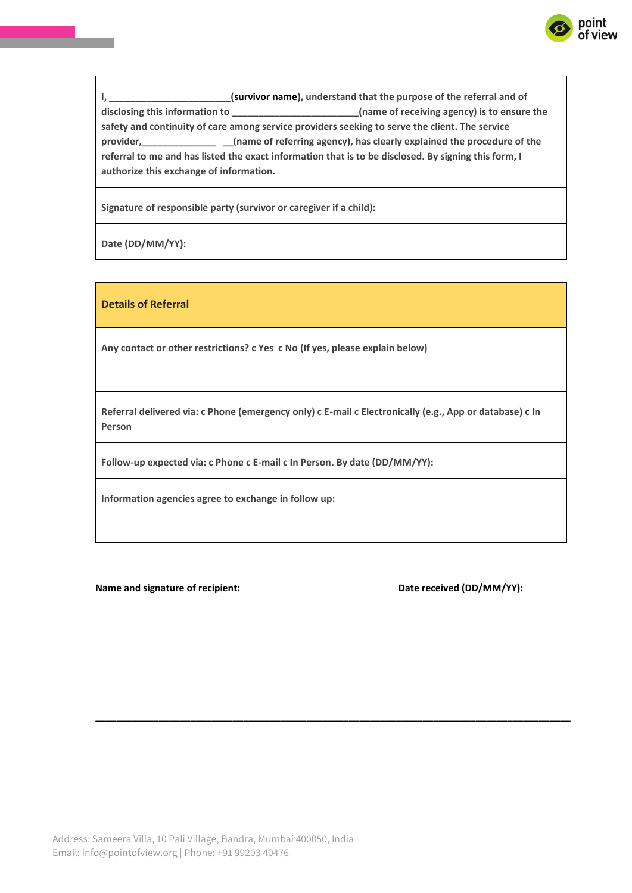| |
|---|
| I, _______________________(survivor name), understand that the purpose of the referral and of disclosing this information to ________________________(name of receiving agency) is to ensure the safety and continuity of care among service providers seeking to serve the client. The service provider,______________ __(name of referring agency), has clearly explained the procedure of the referral to me and has listed the exact information that is to be disclosed. By signing this form, I authorize this exchange of information. |
| Signature of responsible party (survivor or caregiver if a child): |
| Date (DD/MM/YY): |

| **Details of Referral** |
|---|
| Any contact or other restrictions? c Yes c No (If yes, please explain below) |
| Referral delivered via: c Phone (emergency only) c E-mail c Electronically (e.g., App or database) c In Person |
| Follow-up expected via: c Phone c E-mail c In Person. By date (DD/MM/YY): |
| Information agencies agree to exchange in follow up: |

**Name and signature of recipient:**

**Date received (DD/MM/YY):**

Address: Sameera Villa, 10 Pali Village, Bandra, Mumbai 400050, India
Email: info@pointofview.org | Phone: +91 99203 40476